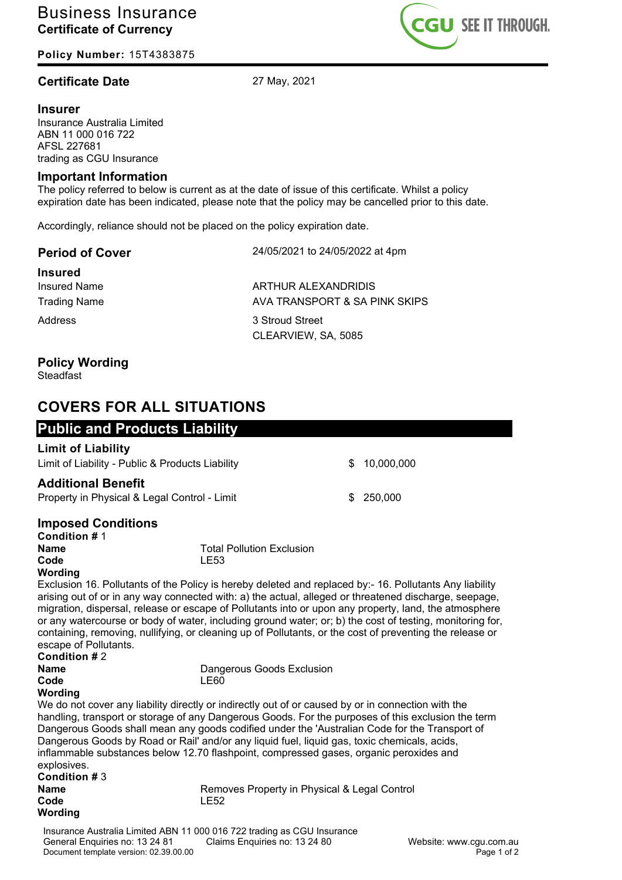# Business Insurance
## Certificate of Currency

**Policy Number:** 15T4383875

CGU SEE IT THROUGH.

### Certificate Date

27 May, 2021

### Insurer

Insurance Australia Limited
ABN 11 000 016 722
AFSL 227681
trading as CGU Insurance

### Important Information

The policy referred to below is current as at the date of issue of this certificate. Whilst a policy expiration date has been indicated, please note that the policy may be cancelled prior to this date.

Accordingly, reliance should not be placed on the policy expiration date.

### Period of Cover

24/05/2021 to 24/05/2022 at 4pm

### Insured

| | |
|---|---|
| Insured Name | ARTHUR ALEXANDRIDIS |
| Trading Name | AVA TRANSPORT & SA PINK SKIPS |
| Address | 3 Stroud Street<br>CLEARVIEW, SA, 5085 |

### Policy Wording

Steadfast

## COVERS FOR ALL SITUATIONS

## Public and Products Liability

### Limit of Liability

| | |
|---|---|
| Limit of Liability - Public & Products Liability | $ 10,000,000 |

### Additional Benefit

| | |
|---|---|
| Property in Physical & Legal Control - Limit | $ 250,000 |

### Imposed Conditions

**Condition #** 1

**Name** Total Pollution Exclusion

**Code** LE53

**Wording**

Exclusion 16. Pollutants of the Policy is hereby deleted and replaced by:- 16. Pollutants Any liability arising out of or in any way connected with: a) the actual, alleged or threatened discharge, seepage, migration, dispersal, release or escape of Pollutants into or upon any property, land, the atmosphere or any watercourse or body of water, including ground water; or; b) the cost of testing, monitoring for, containing, removing, nullifying, or cleaning up of Pollutants, or the cost of preventing the release or escape of Pollutants.

**Condition #** 2

**Name** Dangerous Goods Exclusion

**Code** LE60

**Wording**

We do not cover any liability directly or indirectly out of or caused by or in connection with the handling, transport or storage of any Dangerous Goods. For the purposes of this exclusion the term Dangerous Goods shall mean any goods codified under the 'Australian Code for the Transport of Dangerous Goods by Road or Rail' and/or any liquid fuel, liquid gas, toxic chemicals, acids, inflammable substances below 12.70 flashpoint, compressed gases, organic peroxides and explosives.

**Condition #** 3

**Name** Removes Property in Physical & Legal Control

**Code** LE52

**Wording**

Insurance Australia Limited ABN 11 000 016 722 trading as CGU Insurance
General Enquiries no: 13 24 81 Claims Enquiries no: 13 24 80 Website: www.cgu.com.au
Document template version: 02.39.00.00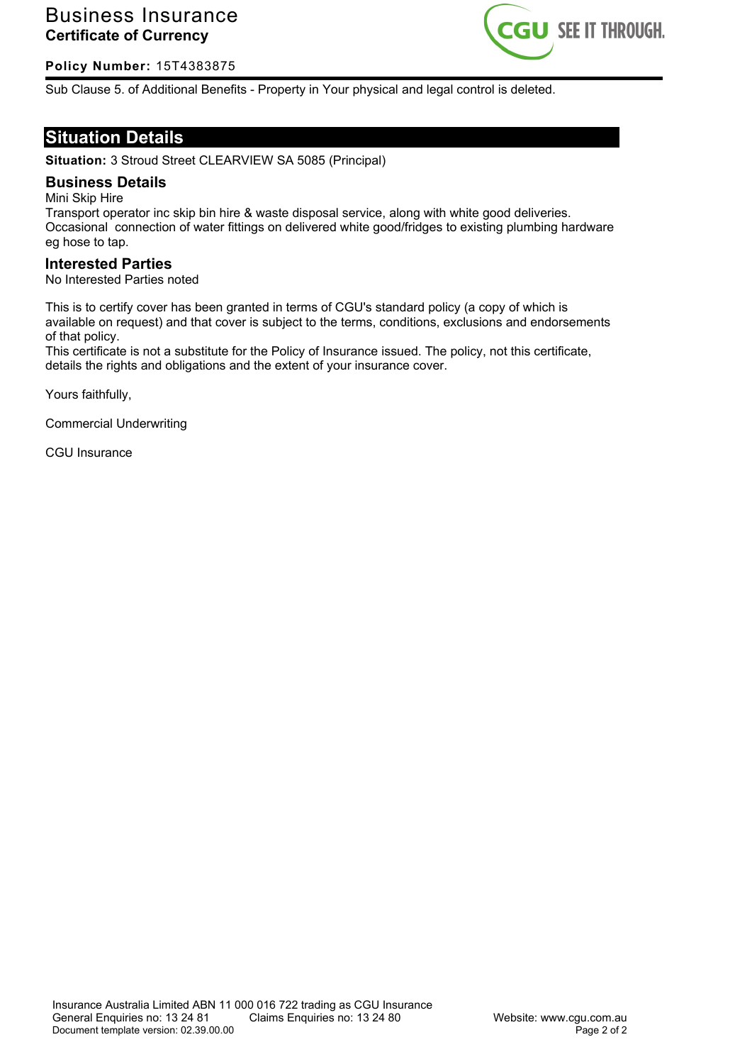Sub Clause 5. of Additional Benefits - Property in Your physical and legal control is deleted.

## Situation Details

**Situation:** 3 Stroud Street CLEARVIEW SA 5085 (Principal)

### Business Details

Mini Skip Hire
Transport operator inc skip bin hire & waste disposal service, along with white good deliveries. Occasional connection of water fittings on delivered white good/fridges to existing plumbing hardware eg hose to tap.

### Interested Parties

No Interested Parties noted

This is to certify cover has been granted in terms of CGU's standard policy (a copy of which is available on request) and that cover is subject to the terms, conditions, exclusions and endorsements of that policy.
This certificate is not a substitute for the Policy of Insurance issued. The policy, not this certificate, details the rights and obligations and the extent of your insurance cover.

Yours faithfully,

Commercial Underwriting

CGU Insurance

Insurance Australia Limited ABN 11 000 016 722 trading as CGU Insurance
General Enquiries no: 13 24 81 Claims Enquiries no: 13 24 80 Website: www.cgu.com.au
Document template version: 02.39.00.00